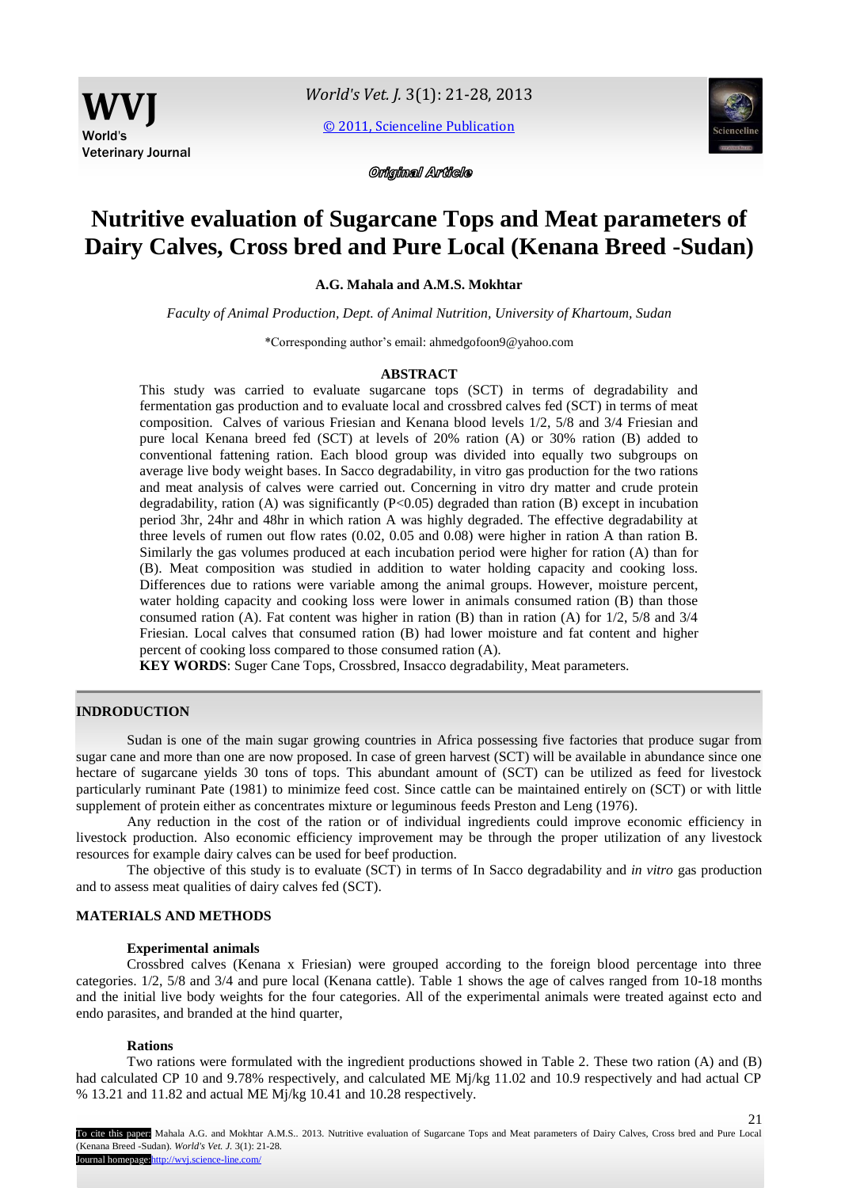*Original Article*

# Nutritive evaluation of Sugarcane Tops and Meat parameters of Dairy Calves, Cross bred and Pure Local (Kenana Breed -Sudan)

**A.G. Mahala and A.M.S. Mokhtar**

*Faculty of Animal Production, Dept. of Animal Nutrition, University of Khartoum, Sudan*

*Corresponding author's email: ahmedgofoon9@yahoo.com

## ABSTRACT

This study was carried to evaluate sugarcane tops (SCT) in terms of degradability and fermentation gas production and to evaluate local and crossbred calves fed (SCT) in terms of meat composition. Calves of various Friesian and Kenana blood levels 1/2, 5/8 and 3/4 Friesian and pure local Kenana breed fed (SCT) at levels of 20% ration (A) or 30% ration (B) added to conventional fattening ration. Each blood group was divided into equally two subgroups on average live body weight bases. In Sacco degradability, in vitro gas production for the two rations and meat analysis of calves were carried out. Concerning in vitro dry matter and crude protein degradability, ration (A) was significantly ($P<0.05$) degraded than ration (B) except in incubation period 3hr, 24hr and 48hr in which ration A was highly degraded. The effective degradability at three levels of rumen out flow rates (0.02, 0.05 and 0.08) were higher in ration A than ration B. Similarly the gas volumes produced at each incubation period were higher for ration (A) than for (B). Meat composition was studied in addition to water holding capacity and cooking loss. Differences due to rations were variable among the animal groups. However, moisture percent, water holding capacity and cooking loss were lower in animals consumed ration (B) than those consumed ration (A). Fat content was higher in ration (B) than in ration (A) for 1/2, 5/8 and 3/4 Friesian. Local calves that consumed ration (B) had lower moisture and fat content and higher percent of cooking loss compared to those consumed ration (A).

**KEY WORDS**: Suger Cane Tops, Crossbred, Insacco degradability, Meat parameters.

## INDRODUCTION

Sudan is one of the main sugar growing countries in Africa possessing five factories that produce sugar from sugar cane and more than one are now proposed. In case of green harvest (SCT) will be available in abundance since one hectare of sugarcane yields 30 tons of tops. This abundant amount of (SCT) can be utilized as feed for livestock particularly ruminant Pate (1981) to minimize feed cost. Since cattle can be maintained entirely on (SCT) or with little supplement of protein either as concentrates mixture or of leguminous feeds Preston and Leng (1976).

Any reduction in the cost of the ration or of individual ingredients could improve economic efficiency in livestock production. Also economic efficiency improvement may be through the proper utilization of any livestock resources for example dairy calves can be used for beef production.

The objective of this study is to evaluate (SCT) in terms of In Sacco degradability and *in vitro* gas production and to assess meat qualities of dairy calves fed (SCT).

## MATERIALS AND METHODS

### Experimental animals

Crossbred calves (Kenana x Friesian) were grouped according to the foreign blood percentage into three categories. 1/2, 5/8 and 3/4 and pure local (Kenana cattle). Table 1 shows the age of calves ranged from 10-18 months and the initial live body weights for the four categories. All of the experimental animals were treated against ecto and endo parasites, and branded at the hind quarter,

### Rations

Two rations were formulated with the ingredient productions showed in Table 2. These two ration (A) and (B) had calculated CP 10 and 9.78% respectively, and calculated ME Mj/kg 11.02 and 10.9 respectively and had actual CP % 13.21 and 11.82 and actual ME Mj/kg 10.41 and 10.28 respectively.

To cite this paper: Mahala A.G. and Mokhtar A.M.S.. 2013. Nutritive evaluation of Sugarcane Tops and Meat parameters of Dairy Calves, Cross bred and Pure Local (Kenana Breed -Sudan). *World's Vet. J.* 3(1): 21-28.
Journal homepage: http://wvj.science-line.com/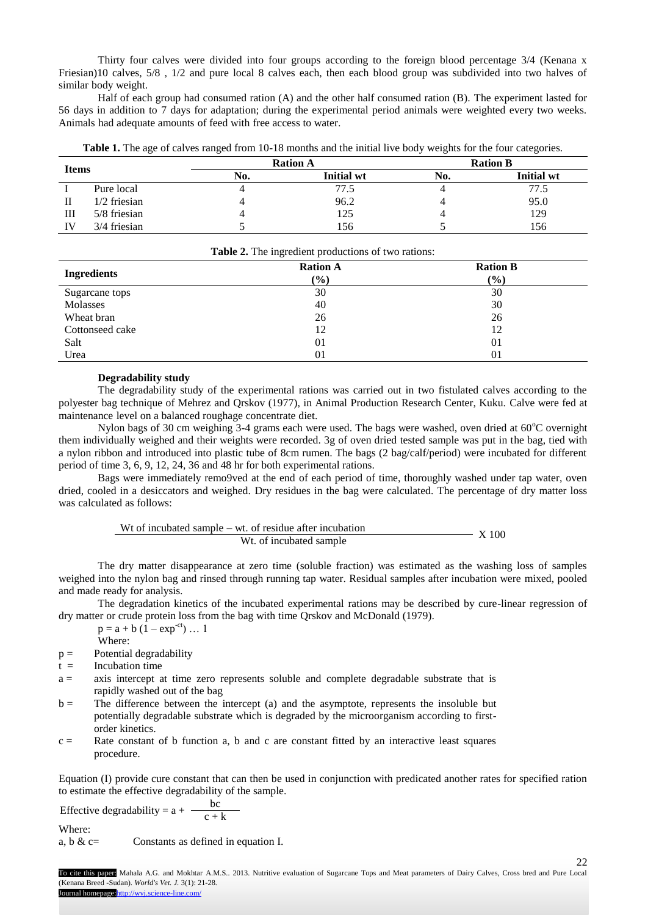Thirty four calves were divided into four groups according to the foreign blood percentage 3/4 (Kenana x Friesian)10 calves, 5/8 , 1/2 and pure local 8 calves each, then each blood group was subdivided into two halves of similar body weight.

Half of each group had consumed ration (A) and the other half consumed ration (B). The experiment lasted for 56 days in addition to 7 days for adaptation; during the experimental period animals were weighted every two weeks. Animals had adequate amounts of feed with free access to water.

**Table 1.** The age of calves ranged from 10-18 months and the initial live body weights for the four categories.

| Items | | Ration A | | Ration B | |
|---|---|---|---|---|---|
| | | No. | Initial wt | No. | Initial wt |
| I | Pure local | 4 | 77.5 | 4 | 77.5 |
| II | 1/2 friesian | 4 | 96.2 | 4 | 95.0 |
| III | 5/8 friesian | 4 | 125 | 4 | 129 |
| IV | 3/4 friesian | 5 | 156 | 5 | 156 |

**Table 2.** The ingredient productions of two rations:

| Ingredients | Ration A (%) | Ration B (%) |
|---|---|---|
| Sugarcane tops | 30 | 30 |
| Molasses | 40 | 30 |
| Wheat bran | 26 | 26 |
| Cottonseed cake | 12 | 12 |
| Salt | 01 | 01 |
| Urea | 01 | 01 |

**Degradability study**

The degradability study of the experimental rations was carried out in two fistulated calves according to the polyester bag technique of Mehrez and Qrskov (1977), in Animal Production Research Center, Kuku. Calve were fed at maintenance level on a balanced roughage concentrate diet.

Nylon bags of 30 cm weighing 3-4 grams each were used. The bags were washed, oven dried at 60°C overnight them individually weighed and their weights were recorded. 3g of oven dried tested sample was put in the bag, tied with a nylon ribbon and introduced into plastic tube of 8cm rumen. The bags (2 bag/calf/period) were incubated for different period of time 3, 6, 9, 12, 24, 36 and 48 hr for both experimental rations.

Bags were immediately remo9ved at the end of each period of time, thoroughly washed under tap water, oven dried, cooled in a desiccators and weighed. Dry residues in the bag were calculated. The percentage of dry matter loss was calculated as follows:

$$\frac{\text{Wt of incubated sample} - \text{wt. of residue after incubation}}{\text{Wt. of incubated sample}} \times 100$$

The dry matter disappearance at zero time (soluble fraction) was estimated as the washing loss of samples weighed into the nylon bag and rinsed through running tap water. Residual samples after incubation were mixed, pooled and made ready for analysis.

The degradation kinetics of the incubated experimental rations may be described by cure-linear regression of dry matter or crude protein loss from the bag with time Qrskov and McDonald (1979).

$$p = a + b\,(1 - \exp^{-ct}) \ldots 1$$

Where:

- $p$ = Potential degradability
- $t$ = Incubation time
- $a$ = axis intercept at time zero represents soluble and complete degradable substrate that is rapidly washed out of the bag
- $b$ = The difference between the intercept (a) and the asymptote, represents the insoluble but potentially degradable substrate which is degraded by the microorganism according to first-order kinetics.
- $c$ = Rate constant of b function a, b and c are constant fitted by an interactive least squares procedure.

Equation (I) provide cure constant that can then be used in conjunction with predicated another rates for specified ration to estimate the effective degradability of the sample.

$$\text{Effective degradability} = a + \frac{bc}{c + k}$$

Where:

a, b & c= Constants as defined in equation I.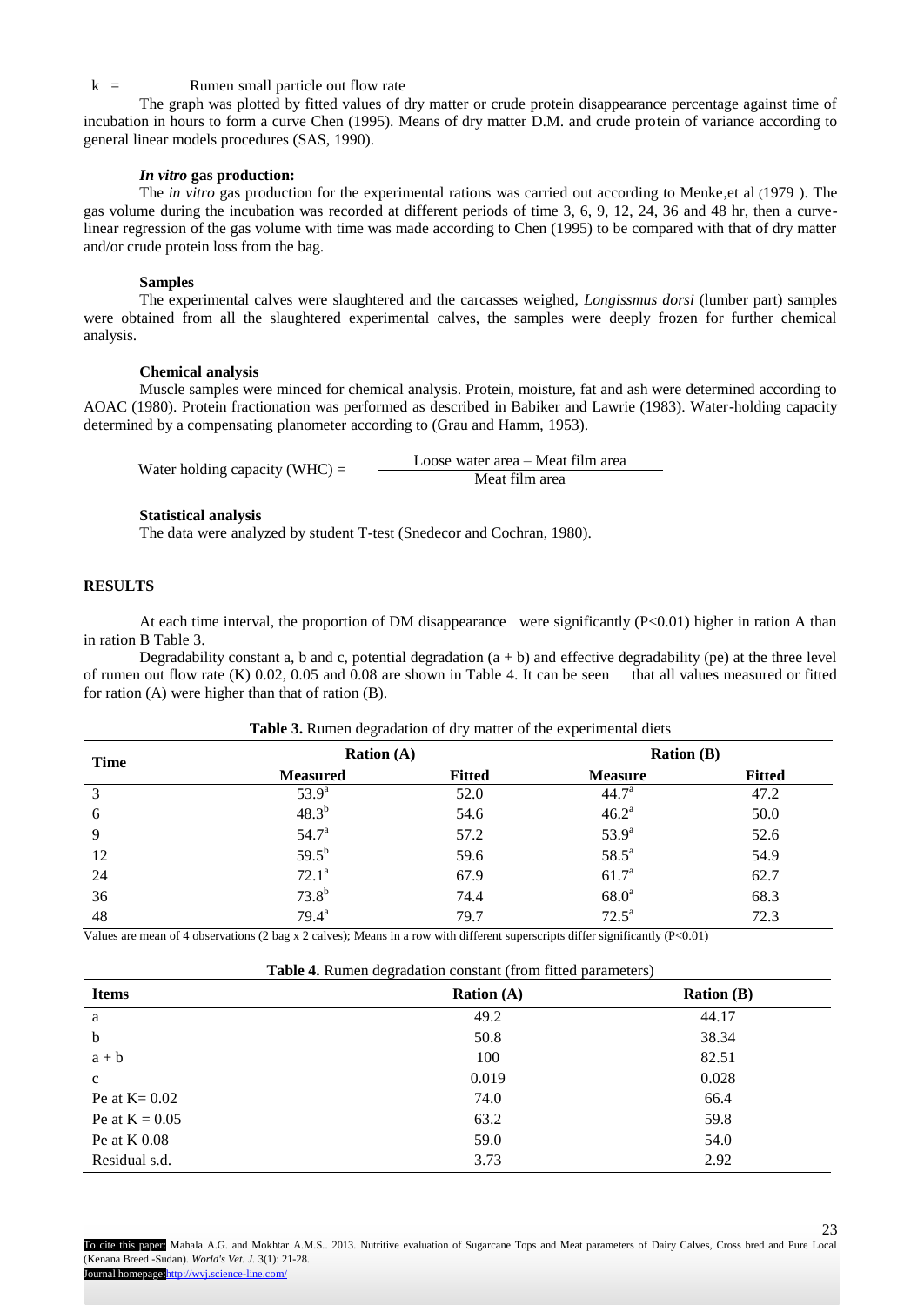k = Rumen small particle out flow rate

The graph was plotted by fitted values of dry matter or crude protein disappearance percentage against time of incubation in hours to form a curve Chen (1995). Means of dry matter D.M. and crude protein of variance according to general linear models procedures (SAS, 1990).

#### *In vitro* gas production:

The *in vitro* gas production for the experimental rations was carried out according to Menke,et al (1979 ). The gas volume during the incubation was recorded at different periods of time 3, 6, 9, 12, 24, 36 and 48 hr, then a curve-linear regression of the gas volume with time was made according to Chen (1995) to be compared with that of dry matter and/or crude protein loss from the bag.

#### Samples

The experimental calves were slaughtered and the carcasses weighed, *Longissmus dorsi* (lumber part) samples were obtained from all the slaughtered experimental calves, the samples were deeply frozen for further chemical analysis.

#### Chemical analysis

Muscle samples were minced for chemical analysis. Protein, moisture, fat and ash were determined according to AOAC (1980). Protein fractionation was performed as described in Babiker and Lawrie (1983). Water-holding capacity determined by a compensating planometer according to (Grau and Hamm, 1953).

$$\text{Water holding capacity (WHC)} = \frac{\text{Loose water area} - \text{Meat film area}}{\text{Meat film area}}$$

#### Statistical analysis

The data were analyzed by student T-test (Snedecor and Cochran, 1980).

## RESULTS

At each time interval, the proportion of DM disappearance were significantly ($P<0.01$) higher in ration A than in ration B Table 3.

Degradability constant a, b and c, potential degradation (a + b) and effective degradability (pe) at the three level of rumen out flow rate (K) 0.02, 0.05 and 0.08 are shown in Table 4. It can be seen that all values measured or fitted for ration (A) were higher than that of ration (B).

**Table 3.** Rumen degradation of dry matter of the experimental diets

| Time | Ration (A) | | Ration (B) | |
|---|---|---|---|---|
| | Measured | Fitted | Measure | Fitted |
| 3 | 53.9[a] | 52.0 | 44.7[a] | 47.2 |
| 6 | 48.3[b] | 54.6 | 46.2[a] | 50.0 |
| 9 | 54.7[a] | 57.2 | 53.9[a] | 52.6 |
| 12 | 59.5[b] | 59.6 | 58.5[a] | 54.9 |
| 24 | 72.1[a] | 67.9 | 61.7[a] | 62.7 |
| 36 | 73.8[b] | 74.4 | 68.0[a] | 68.3 |
| 48 | 79.4[a] | 79.7 | 72.5[a] | 72.3 |

Values are mean of 4 observations (2 bag x 2 calves); Means in a row with different superscripts differ significantly ($P<0.01$)

**Table 4.** Rumen degradation constant (from fitted parameters)

| Items | Ration (A) | Ration (B) |
|---|---|---|
| a | 49.2 | 44.17 |
| b | 50.8 | 38.34 |
| a + b | 100 | 82.51 |
| c | 0.019 | 0.028 |
| Pe at K= 0.02 | 74.0 | 66.4 |
| Pe at K = 0.05 | 63.2 | 59.8 |
| Pe at K 0.08 | 59.0 | 54.0 |
| Residual s.d. | 3.73 | 2.92 |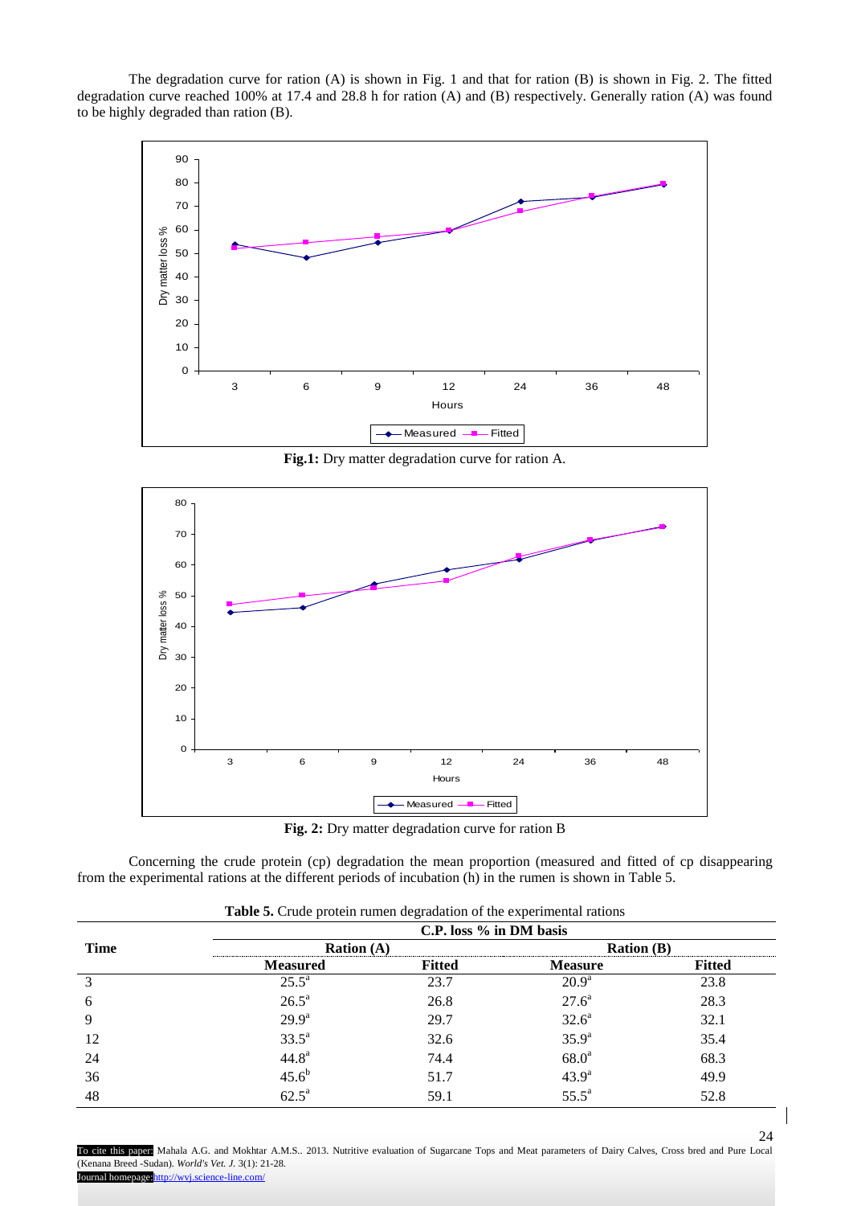The degradation curve for ration (A) is shown in Fig. 1 and that for ration (B) is shown in Fig. 2. The fitted degradation curve reached 100% at 17.4 and 28.8 h for ration (A) and (B) respectively. Generally ration (A) was found to be highly degraded than ration (B).

**Fig.1:** Dry matter degradation curve for ration A.

**Fig. 2:** Dry matter degradation curve for ration B

Concerning the crude protein (cp) degradation the mean proportion (measured and fitted of cp disappearing from the experimental rations at the different periods of incubation (h) in the rumen is shown in Table 5.

**Table 5.** Crude protein rumen degradation of the experimental rations

| Time | C.P. loss % in DM basis | | | |
|---|---|---|---|---|
| | Ration (A) | | Ration (B) | |
| | Measured | Fitted | Measure | Fitted |
| 3 | 25.5[a] | 23.7 | 20.9[a] | 23.8 |
| 6 | 26.5[a] | 26.8 | 27.6[a] | 28.3 |
| 9 | 29.9[a] | 29.7 | 32.6[a] | 32.1 |
| 12 | 33.5[a] | 32.6 | 35.9[a] | 35.4 |
| 24 | 44.8[a] | 74.4 | 68.0[a] | 68.3 |
| 36 | 45.6[b] | 51.7 | 43.9[a] | 49.9 |
| 48 | 62.5[a] | 59.1 | 55.5[a] | 52.8 |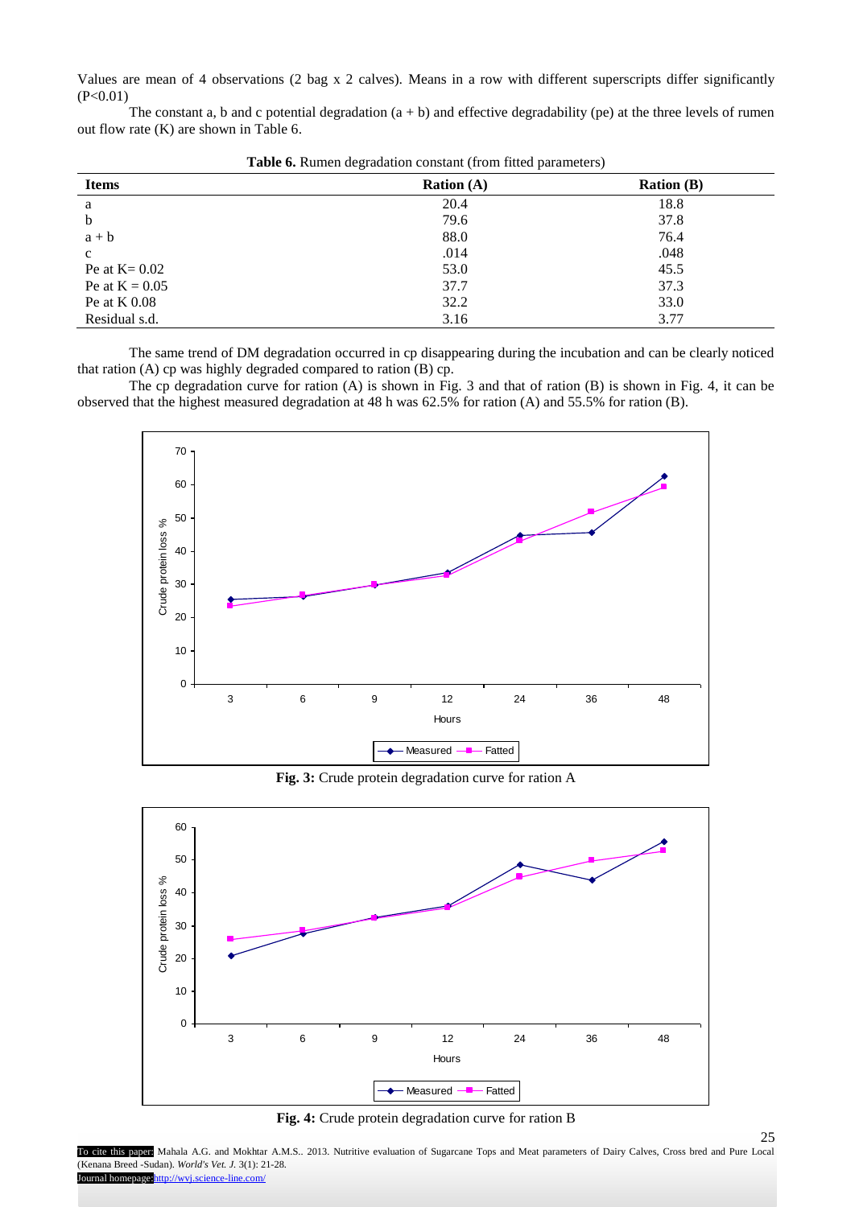Values are mean of 4 observations (2 bag x 2 calves). Means in a row with different superscripts differ significantly (P<0.01)

The constant a, b and c potential degradation (a + b) and effective degradability (pe) at the three levels of rumen out flow rate (K) are shown in Table 6.

**Table 6.** Rumen degradation constant (from fitted parameters)

| Items | Ration (A) | Ration (B) |
|---|---|---|
| a | 20.4 | 18.8 |
| b | 79.6 | 37.8 |
| a + b | 88.0 | 76.4 |
| c | .014 | .048 |
| Pe at K= 0.02 | 53.0 | 45.5 |
| Pe at K = 0.05 | 37.7 | 37.3 |
| Pe at K 0.08 | 32.2 | 33.0 |
| Residual s.d. | 3.16 | 3.77 |

The same trend of DM degradation occurred in cp disappearing during the incubation and can be clearly noticed that ration (A) cp was highly degraded compared to ration (B) cp.

The cp degradation curve for ration (A) is shown in Fig. 3 and that of ration (B) is shown in Fig. 4, it can be observed that the highest measured degradation at 48 h was 62.5% for ration (A) and 55.5% for ration (B).

**Fig. 3:** Crude protein degradation curve for ration A

**Fig. 4:** Crude protein degradation curve for ration B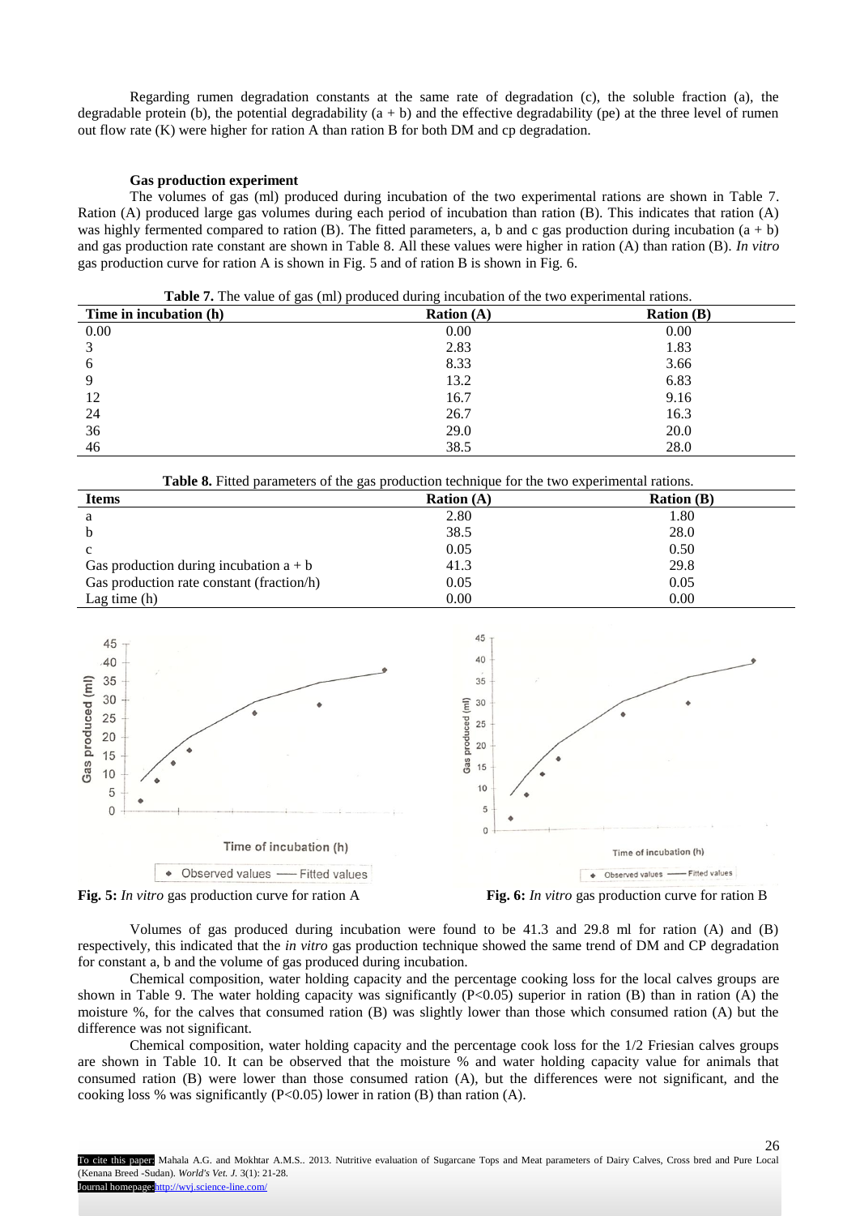Regarding rumen degradation constants at the same rate of degradation (c), the soluble fraction (a), the degradable protein (b), the potential degradability (a + b) and the effective degradability (pe) at the three level of rumen out flow rate (K) were higher for ration A than ration B for both DM and cp degradation.

#### Gas production experiment

The volumes of gas (ml) produced during incubation of the two experimental rations are shown in Table 7. Ration (A) produced large gas volumes during each period of incubation than ration (B). This indicates that ration (A) was highly fermented compared to ration (B). The fitted parameters, a, b and c gas production during incubation (a + b) and gas production rate constant are shown in Table 8. All these values were higher in ration (A) than ration (B). *In vitro* gas production curve for ration A is shown in Fig. 5 and of ration B is shown in Fig. 6.

**Table 7.** The value of gas (ml) produced during incubation of the two experimental rations.

| Time in incubation (h) | Ration (A) | Ration (B) |
|---|---|---|
| 0.00 | 0.00 | 0.00 |
| 3 | 2.83 | 1.83 |
| 6 | 8.33 | 3.66 |
| 9 | 13.2 | 6.83 |
| 12 | 16.7 | 9.16 |
| 24 | 26.7 | 16.3 |
| 36 | 29.0 | 20.0 |
| 46 | 38.5 | 28.0 |

**Table 8.** Fitted parameters of the gas production technique for the two experimental rations.

| Items | Ration (A) | Ration (B) |
|---|---|---|
| a | 2.80 | 1.80 |
| b | 38.5 | 28.0 |
| c | 0.05 | 0.50 |
| Gas production during incubation a + b | 41.3 | 29.8 |
| Gas production rate constant (fraction/h) | 0.05 | 0.05 |
| Lag time (h) | 0.00 | 0.00 |

**Fig. 5:** *In vitro* gas production curve for ration A

**Fig. 6:** *In vitro* gas production curve for ration B

Volumes of gas produced during incubation were found to be 41.3 and 29.8 ml for ration (A) and (B) respectively, this indicated that the *in vitro* gas production technique showed the same trend of DM and CP degradation for constant a, b and the volume of gas produced during incubation.

Chemical composition, water holding capacity and the percentage cooking loss for the local calves groups are shown in Table 9. The water holding capacity was significantly ($P<0.05$) superior in ration (B) than in ration (A) the moisture %, for the calves that consumed ration (B) was slightly lower than those which consumed ration (A) but the difference was not significant.

Chemical composition, water holding capacity and the percentage cook loss for the 1/2 Friesian calves groups are shown in Table 10. It can be observed that the moisture % and water holding capacity value for animals that consumed ration (B) were lower than those consumed ration (A), but the differences were not significant, and the cooking loss % was significantly ($P<0.05$) lower in ration (B) than ration (A).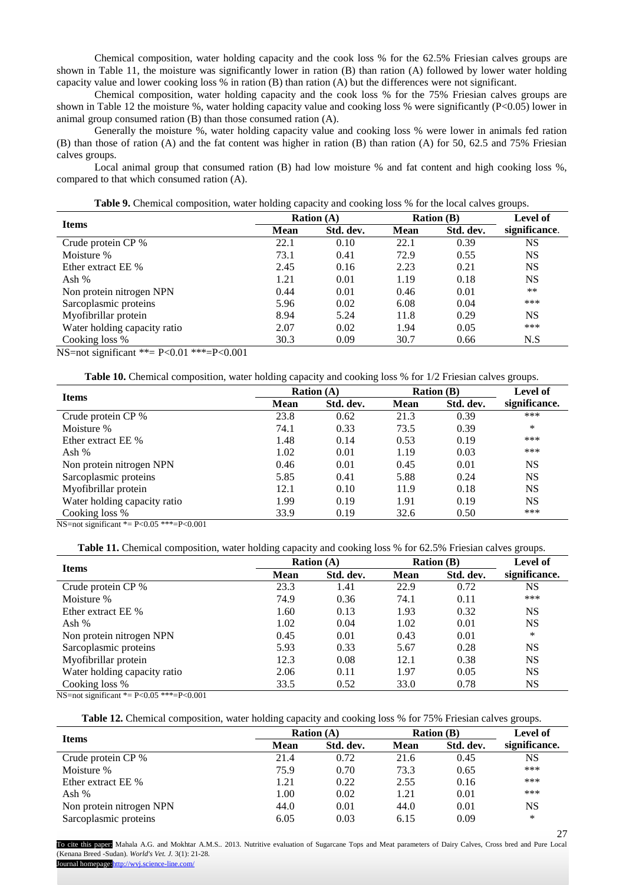Chemical composition, water holding capacity and the cook loss % for the 62.5% Friesian calves groups are shown in Table 11, the moisture was significantly lower in ration (B) than ration (A) followed by lower water holding capacity value and lower cooking loss % in ration (B) than ration (A) but the differences were not significant.

Chemical composition, water holding capacity and the cook loss % for the 75% Friesian calves groups are shown in Table 12 the moisture %, water holding capacity value and cooking loss % were significantly (P<0.05) lower in animal group consumed ration (B) than those consumed ration (A).

Generally the moisture %, water holding capacity value and cooking loss % were lower in animals fed ration (B) than those of ration (A) and the fat content was higher in ration (B) than ration (A) for 50, 62.5 and 75% Friesian calves groups.

Local animal group that consumed ration (B) had low moisture % and fat content and high cooking loss %, compared to that which consumed ration (A).

**Table 9.** Chemical composition, water holding capacity and cooking loss % for the local calves groups.

| Items | Ration (A) | | Ration (B) | | Level of significance. |
|---|---|---|---|---|---|
| | Mean | Std. dev. | Mean | Std. dev. | |
| Crude protein CP % | 22.1 | 0.10 | 22.1 | 0.39 | NS |
| Moisture % | 73.1 | 0.41 | 72.9 | 0.55 | NS |
| Ether extract EE % | 2.45 | 0.16 | 2.23 | 0.21 | NS |
| Ash % | 1.21 | 0.01 | 1.19 | 0.18 | NS |
| Non protein nitrogen NPN | 0.44 | 0.01 | 0.46 | 0.01 | ** |
| Sarcoplasmic proteins | 5.96 | 0.02 | 6.08 | 0.04 | *** |
| Myofibrillar protein | 8.94 | 5.24 | 11.8 | 0.29 | NS |
| Water holding capacity ratio | 2.07 | 0.02 | 1.94 | 0.05 | *** |
| Cooking loss % | 30.3 | 0.09 | 30.7 | 0.66 | N.S |

NS=not significant **= P<0.01 ***=P<0.001

**Table 10.** Chemical composition, water holding capacity and cooking loss % for 1/2 Friesian calves groups.

| Items | Ration (A) | | Ration (B) | | Level of significance. |
|---|---|---|---|---|---|
| | Mean | Std. dev. | Mean | Std. dev. | |
| Crude protein CP % | 23.8 | 0.62 | 21.3 | 0.39 | *** |
| Moisture % | 74.1 | 0.33 | 73.5 | 0.39 | * |
| Ether extract EE % | 1.48 | 0.14 | 0.53 | 0.19 | *** |
| Ash % | 1.02 | 0.01 | 1.19 | 0.03 | *** |
| Non protein nitrogen NPN | 0.46 | 0.01 | 0.45 | 0.01 | NS |
| Sarcoplasmic proteins | 5.85 | 0.41 | 5.88 | 0.24 | NS |
| Myofibrillar protein | 12.1 | 0.10 | 11.9 | 0.18 | NS |
| Water holding capacity ratio | 1.99 | 0.19 | 1.91 | 0.19 | NS |
| Cooking loss % | 33.9 | 0.19 | 32.6 | 0.50 | *** |

NS=not significant *= P<0.05 ***=P<0.001

**Table 11.** Chemical composition, water holding capacity and cooking loss % for 62.5% Friesian calves groups.

| Items | Ration (A) | | Ration (B) | | Level of significance. |
|---|---|---|---|---|---|
| | Mean | Std. dev. | Mean | Std. dev. | |
| Crude protein CP % | 23.3 | 1.41 | 22.9 | 0.72 | NS |
| Moisture % | 74.9 | 0.36 | 74.1 | 0.11 | *** |
| Ether extract EE % | 1.60 | 0.13 | 1.93 | 0.32 | NS |
| Ash % | 1.02 | 0.04 | 1.02 | 0.01 | NS |
| Non protein nitrogen NPN | 0.45 | 0.01 | 0.43 | 0.01 | * |
| Sarcoplasmic proteins | 5.93 | 0.33 | 5.67 | 0.28 | NS |
| Myofibrillar protein | 12.3 | 0.08 | 12.1 | 0.38 | NS |
| Water holding capacity ratio | 2.06 | 0.11 | 1.97 | 0.05 | NS |
| Cooking loss % | 33.5 | 0.52 | 33.0 | 0.78 | NS |

NS=not significant *= P<0.05 ***=P<0.001

**Table 12.** Chemical composition, water holding capacity and cooking loss % for 75% Friesian calves groups.

| Items | Ration (A) | | Ration (B) | | Level of significance. |
|---|---|---|---|---|---|
| | Mean | Std. dev. | Mean | Std. dev. | |
| Crude protein CP % | 21.4 | 0.72 | 21.6 | 0.45 | NS |
| Moisture % | 75.9 | 0.70 | 73.3 | 0.65 | *** |
| Ether extract EE % | 1.21 | 0.22 | 2.55 | 0.16 | *** |
| Ash % | 1.00 | 0.02 | 1.21 | 0.01 | *** |
| Non protein nitrogen NPN | 44.0 | 0.01 | 44.0 | 0.01 | NS |
| Sarcoplasmic proteins | 6.05 | 0.03 | 6.15 | 0.09 | * |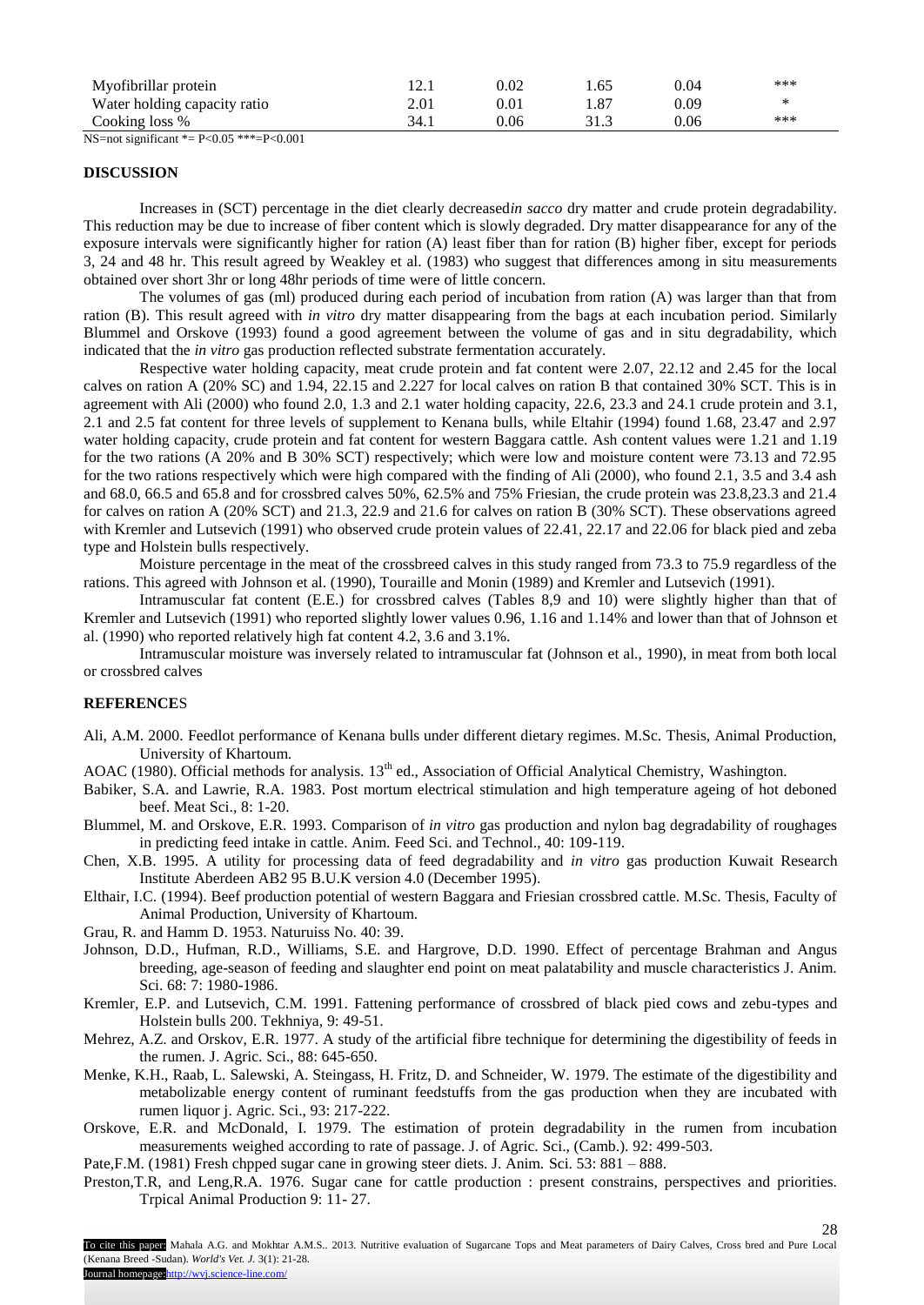| | | | | | |
|---|---|---|---|---|---|
| Myofibrillar protein | 12.1 | 0.02 | 1.65 | 0.04 | *** |
| Water holding capacity ratio | 2.01 | 0.01 | 1.87 | 0.09 | * |
| Cooking loss % | 34.1 | 0.06 | 31.3 | 0.06 | *** |

NS=not significant *= P<0.05 ***=P<0.001

## DISCUSSION

Increases in (SCT) percentage in the diet clearly decreased*in sacco* dry matter and crude protein degradability. This reduction may be due to increase of fiber content which is slowly degraded. Dry matter disappearance for any of the exposure intervals were significantly higher for ration (A) least fiber than for ration (B) higher fiber, except for periods 3, 24 and 48 hr. This result agreed by Weakley et al. (1983) who suggest that differences among in situ measurements obtained over short 3hr or long 48hr periods of time were of little concern.

The volumes of gas (ml) produced during each period of incubation from ration (A) was larger than that from ration (B). This result agreed with *in vitro* dry matter disappearing from the bags at each incubation period. Similarly Blummel and Orskove (1993) found a good agreement between the volume of gas and in situ degradability, which indicated that the *in vitro* gas production reflected substrate fermentation accurately.

Respective water holding capacity, meat crude protein and fat content were 2.07, 22.12 and 2.45 for the local calves on ration A (20% SC) and 1.94, 22.15 and 2.227 for local calves on ration B that contained 30% SCT. This is in agreement with Ali (2000) who found 2.0, 1.3 and 2.1 water holding capacity, 22.6, 23.3 and 24.1 crude protein and 3.1, 2.1 and 2.5 fat content for three levels of supplement to Kenana bulls, while Eltahir (1994) found 1.68, 23.47 and 2.97 water holding capacity, crude protein and fat content for western Baggara cattle. Ash content values were 1.21 and 1.19 for the two rations (A 20% and B 30% SCT) respectively; which were low and moisture content were 73.13 and 72.95 for the two rations respectively which were high compared with the finding of Ali (2000), who found 2.1, 3.5 and 3.4 ash and 68.0, 66.5 and 65.8 and for crossbred calves 50%, 62.5% and 75% Friesian, the crude protein was 23.8,23.3 and 21.4 for calves on ration A (20% SCT) and 21.3, 22.9 and 21.6 for calves on ration B (30% SCT). These observations agreed with Kremler and Lutsevich (1991) who observed crude protein values of 22.41, 22.17 and 22.06 for black pied and zeba type and Holstein bulls respectively.

Moisture percentage in the meat of the crossbreed calves in this study ranged from 73.3 to 75.9 regardless of the rations. This agreed with Johnson et al. (1990), Touraille and Monin (1989) and Kremler and Lutsevich (1991).

Intramuscular fat content (E.E.) for crossbred calves (Tables 8,9 and 10) were slightly higher than that of Kremler and Lutsevich (1991) who reported slightly lower values 0.96, 1.16 and 1.14% and lower than that of Johnson et al. (1990) who reported relatively high fat content 4.2, 3.6 and 3.1%.

Intramuscular moisture was inversely related to intramuscular fat (Johnson et al., 1990), in meat from both local or crossbred calves

## REFERENCES

Ali, A.M. 2000. Feedlot performance of Kenana bulls under different dietary regimes. M.Sc. Thesis, Animal Production, University of Khartoum.

AOAC (1980). Official methods for analysis. 13th ed., Association of Official Analytical Chemistry, Washington.

Babiker, S.A. and Lawrie, R.A. 1983. Post mortum electrical stimulation and high temperature ageing of hot deboned beef. Meat Sci., 8: 1-20.

Blummel, M. and Orskove, E.R. 1993. Comparison of *in vitro* gas production and nylon bag degradability of roughages in predicting feed intake in cattle. Anim. Feed Sci. and Technol., 40: 109-119.

Chen, X.B. 1995. A utility for processing data of feed degradability and *in vitro* gas production Kuwait Research Institute Aberdeen AB2 95 B.U.K version 4.0 (December 1995).

Elthair, I.C. (1994). Beef production potential of western Baggara and Friesian crossbred cattle. M.Sc. Thesis, Faculty of Animal Production, University of Khartoum.

Grau, R. and Hamm D. 1953. Naturuiss No. 40: 39.

Johnson, D.D., Hufman, R.D., Williams, S.E. and Hargrove, D.D. 1990. Effect of percentage Brahman and Angus breeding, age-season of feeding and slaughter end point on meat palatability and muscle characteristics J. Anim. Sci. 68: 7: 1980-1986.

Kremler, E.P. and Lutsevich, C.M. 1991. Fattening performance of crossbred of black pied cows and zebu-types and Holstein bulls 200. Tekhniya, 9: 49-51.

Mehrez, A.Z. and Orskov, E.R. 1977. A study of the artificial fibre technique for determining the digestibility of feeds in the rumen. J. Agric. Sci., 88: 645-650.

Menke, K.H., Raab, L. Salewski, A. Steingass, H. Fritz, D. and Schneider, W. 1979. The estimate of the digestibility and metabolizable energy content of ruminant feedstuffs from the gas production when they are incubated with rumen liquor j. Agric. Sci., 93: 217-222.

Orskove, E.R. and McDonald, I. 1979. The estimation of protein degradability in the rumen from incubation measurements weighed according to rate of passage. J. of Agric. Sci., (Camb.). 92: 499-503.

Pate,F.M. (1981) Fresh chpped sugar cane in growing steer diets. J. Anim. Sci. 53: 881 – 888.

Preston,T.R, and Leng,R.A. 1976. Sugar cane for cattle production : present constrains, perspectives and priorities. Trpical Animal Production 9: 11- 27.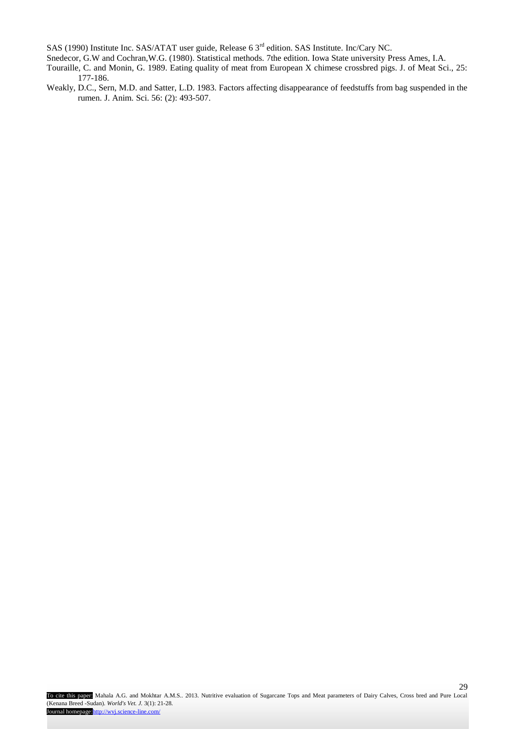SAS (1990) Institute Inc. SAS/ATAT user guide, Release 6 3rd edition. SAS Institute. Inc/Cary NC.

Snedecor, G.W and Cochran,W.G. (1980). Statistical methods. 7the edition. Iowa State university Press Ames, I.A.

Touraille, C. and Monin, G. 1989. Eating quality of meat from European X chimese crossbred pigs. J. of Meat Sci., 25: 177-186.

Weakly, D.C., Sern, M.D. and Satter, L.D. 1983. Factors affecting disappearance of feedstuffs from bag suspended in the rumen. J. Anim. Sci. 56: (2): 493-507.